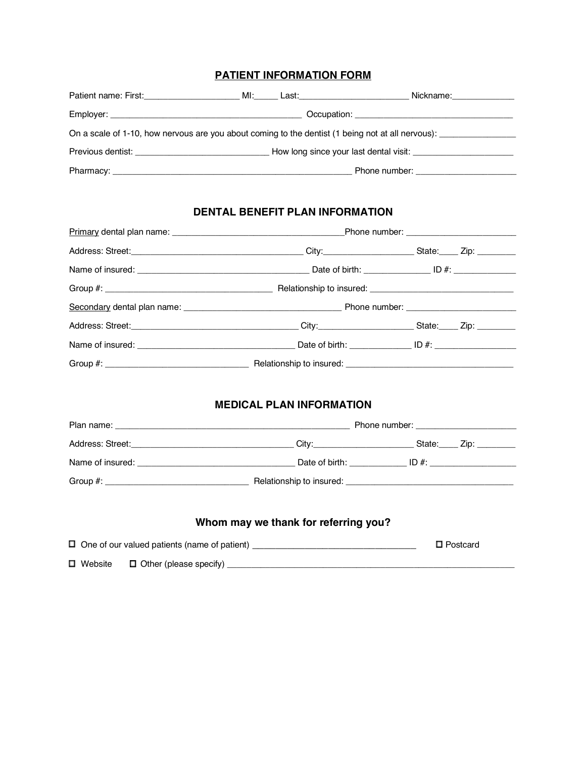## PATIENT INFORMATION FORM

Patient name: First:____________________ MI:_____ Last:_______________________ Nickname:_____________

Employer: ________________________________________ Occupation: _________________________________

On a scale of 1-10, how nervous are you about coming to the dentist (1 being not at all nervous): ________________

Previous dentist: ____________________________ How long since your last dental visit: _____________________

Pharmacy: ___________________________________________________ Phone number: _____________________

## DENTAL BENEFIT PLAN INFORMATION

Primary dental plan name: ___________________________________ Phone number: _______________________

Address: Street:____________________________________ City:___________________ State:____ Zip: ________

Name of insured: ____________________________________ Date of birth: ______________ ID #: _____________

Group #: ___________________________________ Relationship to insured: ______________________________

Secondary dental plan name: _________________________________ Phone number: _______________________

Address: Street:___________________________________ City:____________________ State:____ Zip: ________

Name of insured: _________________________________ Date of birth: _____________ ID #: _________________

Group #: ______________________________ Relationship to insured: ____________________________________

## MEDICAL PLAN INFORMATION

Plan name: __________________________________________________ Phone number: _____________________

Address: Street:_________________________________ City:_____________________ State:____ Zip: ________

Name of insured: _________________________________ Date of birth: ____________ ID #: __________________

Group #: ______________________________ Relationship to insured: ____________________________________

### Whom may we thank for referring you?

☐ One of our valued patients (name of patient) __________________________________ ☐ Postcard

☐ Website ☐ Other (please specify) ______________________________________________________________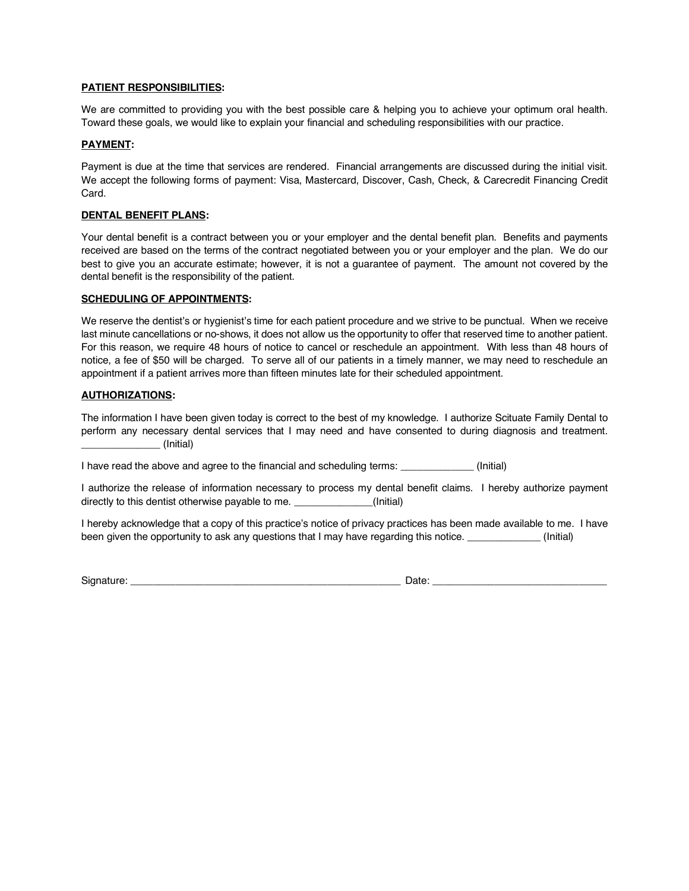**PATIENT RESPONSIBILITIES:**

We are committed to providing you with the best possible care & helping you to achieve your optimum oral health. Toward these goals, we would like to explain your financial and scheduling responsibilities with our practice.

**PAYMENT:**

Payment is due at the time that services are rendered. Financial arrangements are discussed during the initial visit. We accept the following forms of payment: Visa, Mastercard, Discover, Cash, Check, & Carecredit Financing Credit Card.

**DENTAL BENEFIT PLANS:**

Your dental benefit is a contract between you or your employer and the dental benefit plan. Benefits and payments received are based on the terms of the contract negotiated between you or your employer and the plan. We do our best to give you an accurate estimate; however, it is not a guarantee of payment. The amount not covered by the dental benefit is the responsibility of the patient.

**SCHEDULING OF APPOINTMENTS:**

We reserve the dentist's or hygienist's time for each patient procedure and we strive to be punctual. When we receive last minute cancellations or no-shows, it does not allow us the opportunity to offer that reserved time to another patient. For this reason, we require 48 hours of notice to cancel or reschedule an appointment. With less than 48 hours of notice, a fee of $50 will be charged. To serve all of our patients in a timely manner, we may need to reschedule an appointment if a patient arrives more than fifteen minutes late for their scheduled appointment.

**AUTHORIZATIONS:**

The information I have been given today is correct to the best of my knowledge. I authorize Scituate Family Dental to perform any necessary dental services that I may need and have consented to during diagnosis and treatment. ______________ (Initial)

I have read the above and agree to the financial and scheduling terms: _____________ (Initial)

I authorize the release of information necessary to process my dental benefit claims. I hereby authorize payment directly to this dentist otherwise payable to me. ______________(Initial)

I hereby acknowledge that a copy of this practice's notice of privacy practices has been made available to me. I have been given the opportunity to ask any questions that I may have regarding this notice. _____________ (Initial)

Signature: __________________________________________________ Date: _______________________________